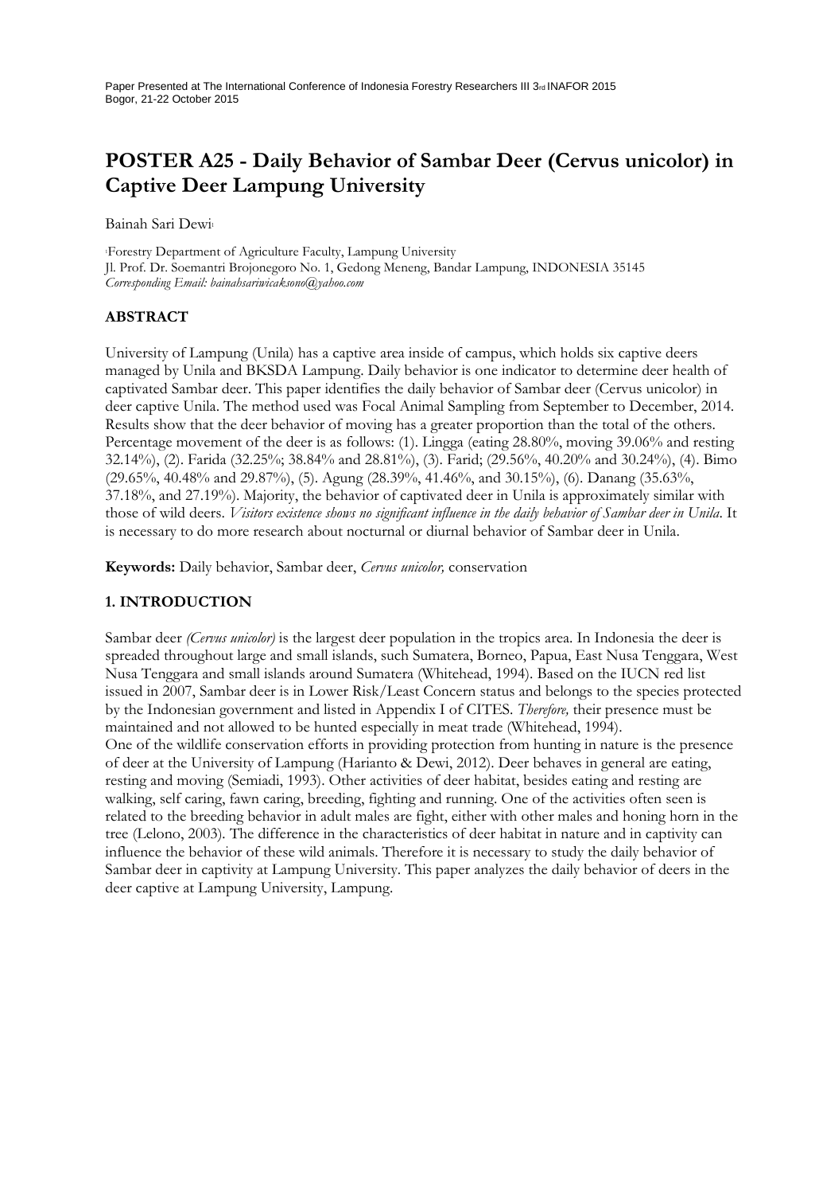# POSTER A25 - Daily Behavior of Sambar Deer (Cervus unicolor) in Captive Deer Lampung University

Bainah Sari Dewi[1]

[1]Forestry Department of Agriculture Faculty, Lampung University
Jl. Prof. Dr. Soemantri Brojonegoro No. 1, Gedong Meneng, Bandar Lampung, INDONESIA 35145
*Corresponding Email: bainahsariwicaksono@yahoo.com*

## ABSTRACT

University of Lampung (Unila) has a captive area inside of campus, which holds six captive deers managed by Unila and BKSDA Lampung. Daily behavior is one indicator to determine deer health of captivated Sambar deer. This paper identifies the daily behavior of Sambar deer (Cervus unicolor) in deer captive Unila. The method used was Focal Animal Sampling from September to December, 2014. Results show that the deer behavior of moving has a greater proportion than the total of the others. Percentage movement of the deer is as follows: (1). Lingga (eating 28.80%, moving 39.06% and resting 32.14%), (2). Farida (32.25%; 38.84% and 28.81%), (3). Farid; (29.56%, 40.20% and 30.24%), (4). Bimo (29.65%, 40.48% and 29.87%), (5). Agung (28.39%, 41.46%, and 30.15%), (6). Danang (35.63%, 37.18%, and 27.19%). Majority, the behavior of captivated deer in Unila is approximately similar with those of wild deers. *Visitors existence shows no significant influence in the daily behavior of Sambar deer in Unila*. It is necessary to do more research about nocturnal or diurnal behavior of Sambar deer in Unila.

**Keywords:** Daily behavior, Sambar deer, *Cervus unicolor,* conservation

## 1. INTRODUCTION

Sambar deer *(Cervus unicolor)* is the largest deer population in the tropics area. In Indonesia the deer is spreaded throughout large and small islands, such Sumatera, Borneo, Papua, East Nusa Tenggara, West Nusa Tenggara and small islands around Sumatera (Whitehead, 1994). Based on the IUCN red list issued in 2007, Sambar deer is in Lower Risk/Least Concern status and belongs to the species protected by the Indonesian government and listed in Appendix I of CITES. *Therefore,* their presence must be maintained and not allowed to be hunted especially in meat trade (Whitehead, 1994).

One of the wildlife conservation efforts in providing protection from hunting in nature is the presence of deer at the University of Lampung (Harianto & Dewi, 2012). Deer behaves in general are eating, resting and moving (Semiadi, 1993). Other activities of deer habitat, besides eating and resting are walking, self caring, fawn caring, breeding, fighting and running. One of the activities often seen is related to the breeding behavior in adult males are fight, either with other males and honing horn in the tree (Lelono, 2003). The difference in the characteristics of deer habitat in nature and in captivity can influence the behavior of these wild animals. Therefore it is necessary to study the daily behavior of Sambar deer in captivity at Lampung University. This paper analyzes the daily behavior of deers in the deer captive at Lampung University, Lampung.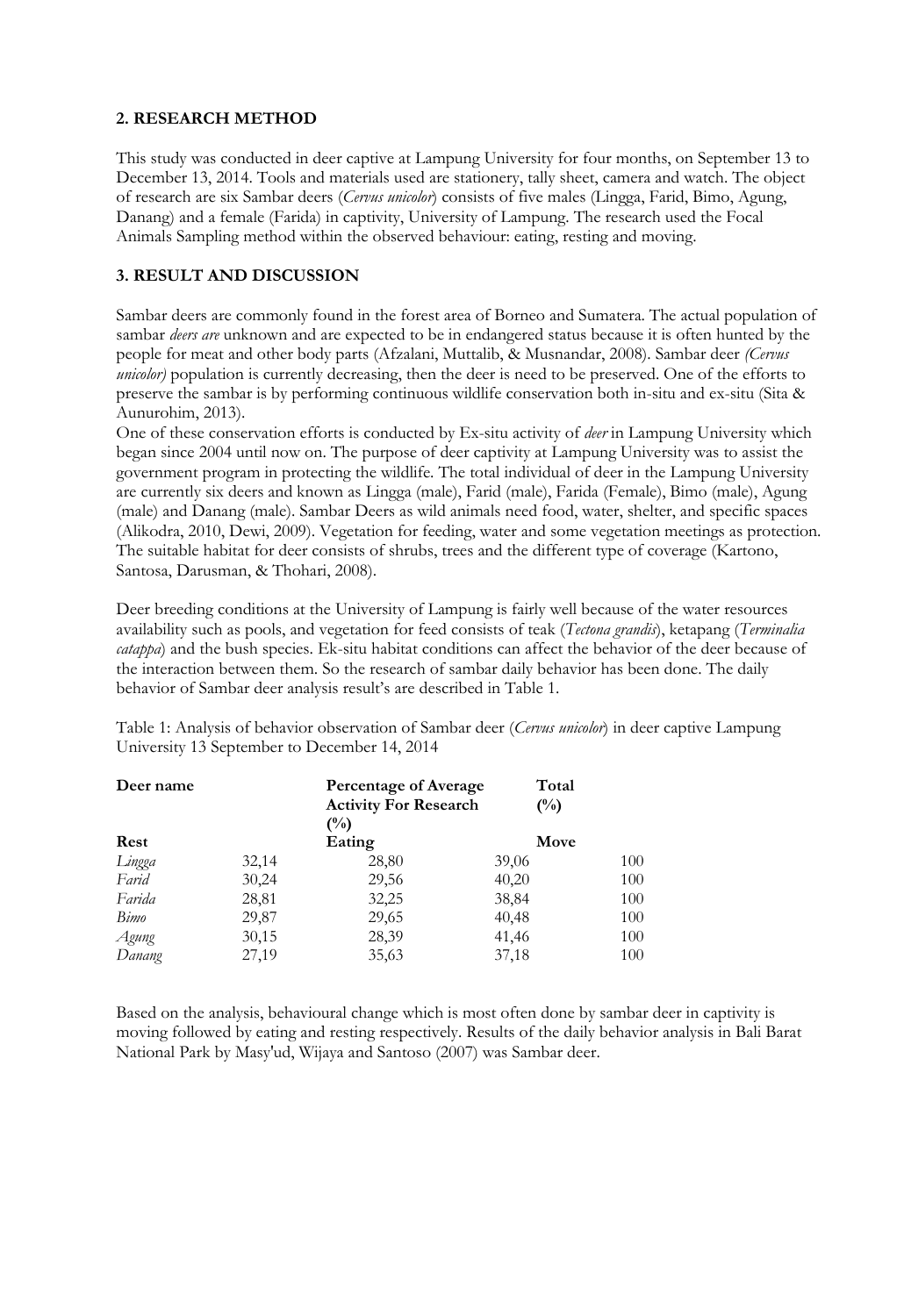## 2. RESEARCH METHOD

This study was conducted in deer captive at Lampung University for four months, on September 13 to December 13, 2014. Tools and materials used are stationery, tally sheet, camera and watch. The object of research are six Sambar deers (*Cervus unicolor*) consists of five males (Lingga, Farid, Bimo, Agung, Danang) and a female (Farida) in captivity, University of Lampung. The research used the Focal Animals Sampling method within the observed behaviour: eating, resting and moving.

## 3. RESULT AND DISCUSSION

Sambar deers are commonly found in the forest area of Borneo and Sumatera. The actual population of sambar *deers are* unknown and are expected to be in endangered status because it is often hunted by the people for meat and other body parts (Afzalani, Muttalib, & Musnandar, 2008). Sambar deer *(Cervus unicolor)* population is currently decreasing, then the deer is need to be preserved. One of the efforts to preserve the sambar is by performing continuous wildlife conservation both in-situ and ex-situ (Sita & Aunurohim, 2013).
One of these conservation efforts is conducted by Ex-situ activity of *deer* in Lampung University which began since 2004 until now on. The purpose of deer captivity at Lampung University was to assist the government program in protecting the wildlife. The total individual of deer in the Lampung University are currently six deers and known as Lingga (male), Farid (male), Farida (Female), Bimo (male), Agung (male) and Danang (male). Sambar Deers as wild animals need food, water, shelter, and specific spaces (Alikodra, 2010, Dewi, 2009). Vegetation for feeding, water and some vegetation meetings as protection. The suitable habitat for deer consists of shrubs, trees and the different type of coverage (Kartono, Santosa, Darusman, & Thohari, 2008).

Deer breeding conditions at the University of Lampung is fairly well because of the water resources availability such as pools, and vegetation for feed consists of teak (*Tectona grandis*), ketapang (*Terminalia catappa*) and the bush species. Ek-situ habitat conditions can affect the behavior of the deer because of the interaction between them. So the research of sambar daily behavior has been done. The daily behavior of Sambar deer analysis result's are described in Table 1.

Table 1: Analysis of behavior observation of Sambar deer (*Cervus unicolor*) in deer captive Lampung University 13 September to December 14, 2014

| **Deer name** | **Percentage of Average Activity For Research (%)** | | | **Total (%)** |
|---|---|---|---|---|
| | **Rest** | **Eating** | **Move** | |
| *Lingga* | 32,14 | 28,80 | 39,06 | 100 |
| *Farid* | 30,24 | 29,56 | 40,20 | 100 |
| *Farida* | 28,81 | 32,25 | 38,84 | 100 |
| *Bimo* | 29,87 | 29,65 | 40,48 | 100 |
| *Agung* | 30,15 | 28,39 | 41,46 | 100 |
| *Danang* | 27,19 | 35,63 | 37,18 | 100 |

Based on the analysis, behavioural change which is most often done by sambar deer in captivity is moving followed by eating and resting respectively. Results of the daily behavior analysis in Bali Barat National Park by Masy'ud, Wijaya and Santoso (2007) was Sambar deer.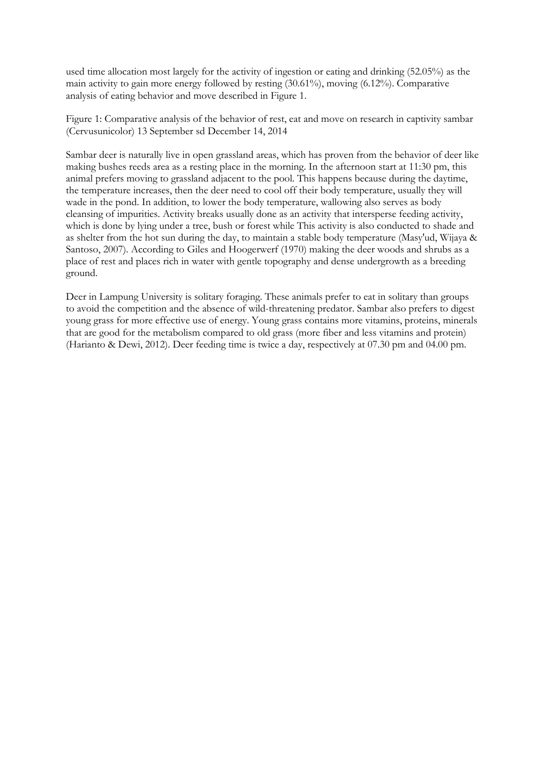used time allocation most largely for the activity of ingestion or eating and drinking (52.05%) as the main activity to gain more energy followed by resting (30.61%), moving (6.12%). Comparative analysis of eating behavior and move described in Figure 1.

Figure 1: Comparative analysis of the behavior of rest, eat and move on research in captivity sambar (Cervusunicolor) 13 September sd December 14, 2014

Sambar deer is naturally live in open grassland areas, which has proven from the behavior of deer like making bushes reeds area as a resting place in the morning. In the afternoon start at 11:30 pm, this animal prefers moving to grassland adjacent to the pool. This happens because during the daytime, the temperature increases, then the deer need to cool off their body temperature, usually they will wade in the pond. In addition, to lower the body temperature, wallowing also serves as body cleansing of impurities. Activity breaks usually done as an activity that intersperse feeding activity, which is done by lying under a tree, bush or forest while This activity is also conducted to shade and as shelter from the hot sun during the day, to maintain a stable body temperature (Masy'ud, Wijaya & Santoso, 2007). According to Giles and Hoogerwerf (1970) making the deer woods and shrubs as a place of rest and places rich in water with gentle topography and dense undergrowth as a breeding ground.

Deer in Lampung University is solitary foraging. These animals prefer to eat in solitary than groups to avoid the competition and the absence of wild-threatening predator. Sambar also prefers to digest young grass for more effective use of energy. Young grass contains more vitamins, proteins, minerals that are good for the metabolism compared to old grass (more fiber and less vitamins and protein) (Harianto & Dewi, 2012). Deer feeding time is twice a day, respectively at 07.30 pm and 04.00 pm.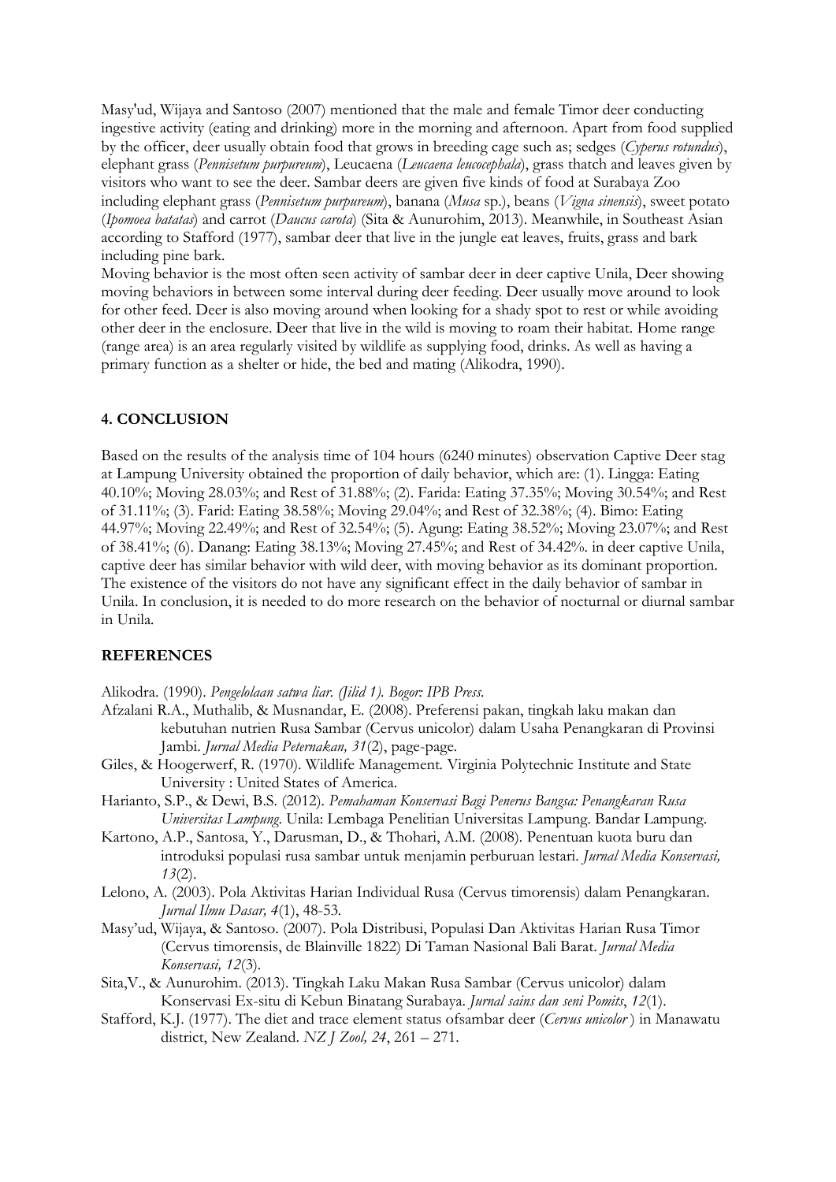Masy'ud, Wijaya and Santoso (2007) mentioned that the male and female Timor deer conducting ingestive activity (eating and drinking) more in the morning and afternoon. Apart from food supplied by the officer, deer usually obtain food that grows in breeding cage such as; sedges (*Cyperus rotundus*), elephant grass (*Pennisetum purpureum*), Leucaena (*Leucaena leucocephala*), grass thatch and leaves given by visitors who want to see the deer. Sambar deers are given five kinds of food at Surabaya Zoo including elephant grass (*Pennisetum purpureum*), banana (*Musa* sp.), beans (*Vigna sinensis*), sweet potato (*Ipomoea batatas*) and carrot (*Daucus carota*) (Sita & Aunurohim, 2013). Meanwhile, in Southeast Asian according to Stafford (1977), sambar deer that live in the jungle eat leaves, fruits, grass and bark including pine bark.

Moving behavior is the most often seen activity of sambar deer in deer captive Unila, Deer showing moving behaviors in between some interval during deer feeding. Deer usually move around to look for other feed. Deer is also moving around when looking for a shady spot to rest or while avoiding other deer in the enclosure. Deer that live in the wild is moving to roam their habitat. Home range (range area) is an area regularly visited by wildlife as supplying food, drinks. As well as having a primary function as a shelter or hide, the bed and mating (Alikodra, 1990).

## 4. CONCLUSION

Based on the results of the analysis time of 104 hours (6240 minutes) observation Captive Deer stag at Lampung University obtained the proportion of daily behavior, which are: (1). Lingga: Eating 40.10%; Moving 28.03%; and Rest of 31.88%; (2). Farida: Eating 37.35%; Moving 30.54%; and Rest of 31.11%; (3). Farid: Eating 38.58%; Moving 29.04%; and Rest of 32.38%; (4). Bimo: Eating 44.97%; Moving 22.49%; and Rest of 32.54%; (5). Agung: Eating 38.52%; Moving 23.07%; and Rest of 38.41%; (6). Danang: Eating 38.13%; Moving 27.45%; and Rest of 34.42%. in deer captive Unila, captive deer has similar behavior with wild deer, with moving behavior as its dominant proportion. The existence of the visitors do not have any significant effect in the daily behavior of sambar in Unila. In conclusion, it is needed to do more research on the behavior of nocturnal or diurnal sambar in Unila.

## REFERENCES

Alikodra. (1990). *Pengelolaan satwa liar. (Jilid 1). Bogor: IPB Press.*

Afzalani R.A., Muthalib, & Musnandar, E. (2008). Preferensi pakan, tingkah laku makan dan kebutuhan nutrien Rusa Sambar (Cervus unicolor) dalam Usaha Penangkaran di Provinsi Jambi. *Jurnal Media Peternakan, 31*(2), page-page.

Giles, & Hoogerwerf, R. (1970). Wildlife Management. Virginia Polytechnic Institute and State University : United States of America.

Harianto, S.P., & Dewi, B.S. (2012). *Pemahaman Konservasi Bagi Penerus Bangsa: Penangkaran Rusa Universitas Lampung*. Unila: Lembaga Penelitian Universitas Lampung. Bandar Lampung.

Kartono, A.P., Santosa, Y., Darusman, D., & Thohari, A.M. (2008). Penentuan kuota buru dan introduksi populasi rusa sambar untuk menjamin perburuan lestari. *Jurnal Media Konservasi, 13*(2).

Lelono, A. (2003). Pola Aktivitas Harian Individual Rusa (Cervus timorensis) dalam Penangkaran. *Jurnal Ilmu Dasar, 4*(1), 48-53.

Masy'ud, Wijaya, & Santoso. (2007). Pola Distribusi, Populasi Dan Aktivitas Harian Rusa Timor (Cervus timorensis, de Blainville 1822) Di Taman Nasional Bali Barat. *Jurnal Media Konservasi, 12*(3).

Sita,V., & Aunurohim. (2013). Tingkah Laku Makan Rusa Sambar (Cervus unicolor) dalam Konservasi Ex-situ di Kebun Binatang Surabaya. *Jurnal sains dan seni Pomits*, *12*(1).

Stafford, K.J. (1977). The diet and trace element status ofsambar deer (*Cervus unicolor* ) in Manawatu district, New Zealand. *NZ J Zool, 24*, 261 – 271.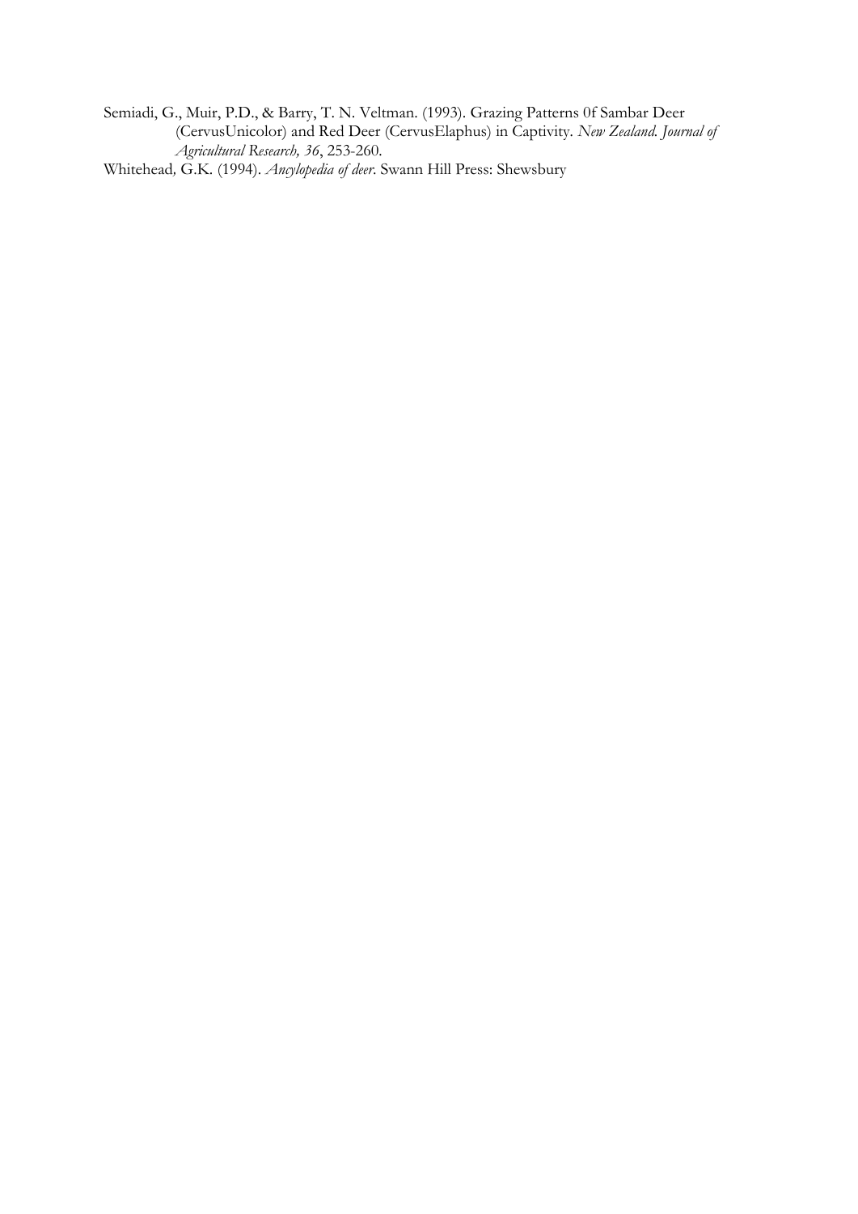Semiadi, G., Muir, P.D., & Barry, T. N. Veltman. (1993). Grazing Patterns 0f Sambar Deer (CervusUnicolor) and Red Deer (CervusElaphus) in Captivity. *New Zealand. Journal of Agricultural Research, 36*, 253-260.

Whitehead, G.K. (1994). *Ancylopedia of deer*. Swann Hill Press: Shewsbury